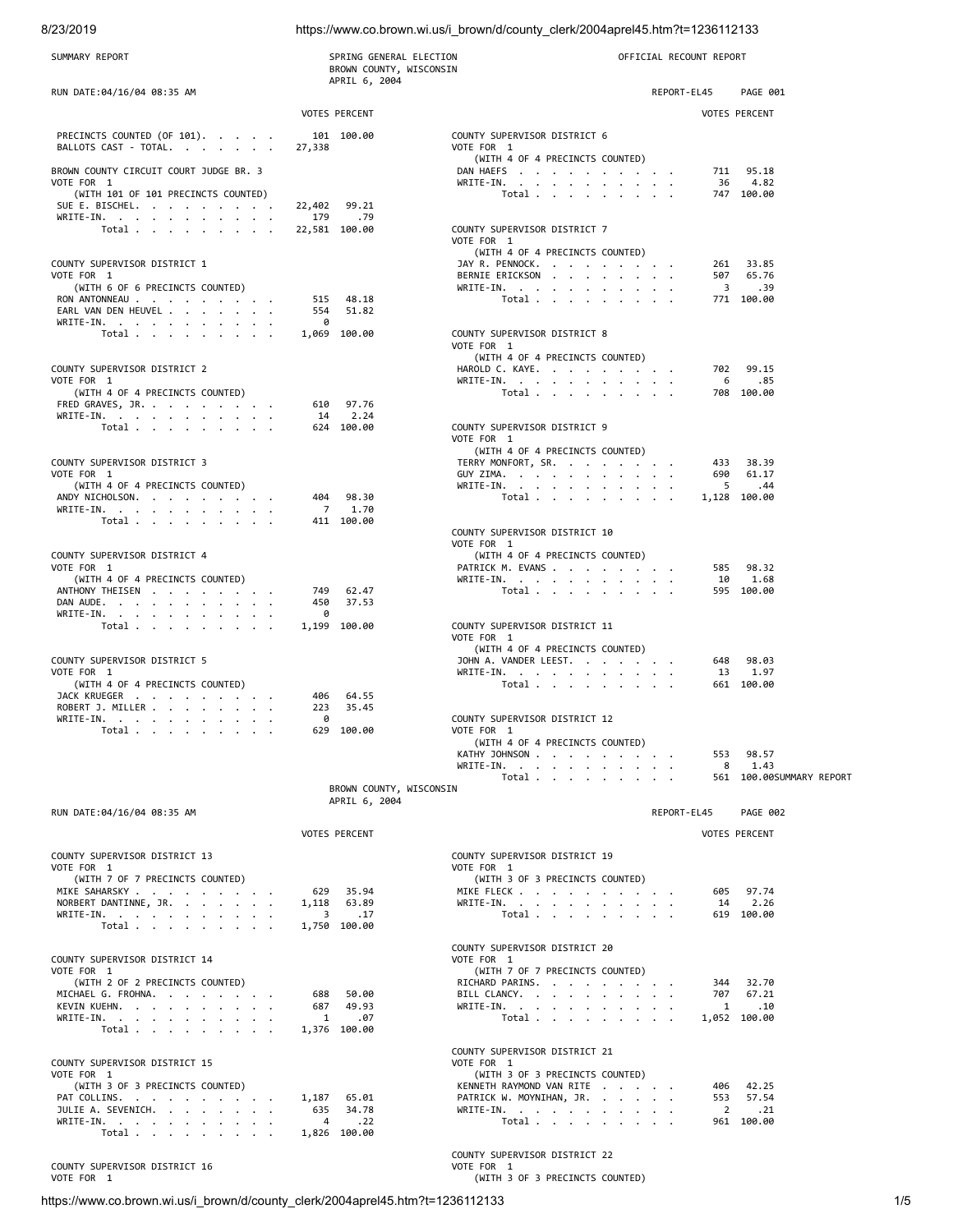SUMMARY REPORT

SPRING GENERAL ELECTION
BROWN COUNTY, WISCONSIN
APRIL 6, 2004

OFFICIAL RECOUNT REPORT

RUN DATE:04/16/04 08:35 AM

REPORT-EL45 PAGE 001

| | VOTES | PERCENT |
|---|---|---|
| PRECINCTS COUNTED (OF 101) | 101 | 100.00 |
| BALLOTS CAST - TOTAL | 27,338 | |

**BROWN COUNTY CIRCUIT COURT JUDGE BR. 3**
VOTE FOR 1
(WITH 101 OF 101 PRECINCTS COUNTED)

| | VOTES | PERCENT |
|---|---|---|
| SUE E. BISCHEL | 22,402 | 99.21 |
| WRITE-IN | 179 | .79 |
| Total | 22,581 | 100.00 |

**COUNTY SUPERVISOR DISTRICT 1**
VOTE FOR 1
(WITH 6 OF 6 PRECINCTS COUNTED)

| | VOTES | PERCENT |
|---|---|---|
| RON ANTONNEAU | 515 | 48.18 |
| EARL VAN DEN HEUVEL | 554 | 51.82 |
| WRITE-IN | 0 | |
| Total | 1,069 | 100.00 |

**COUNTY SUPERVISOR DISTRICT 2**
VOTE FOR 1
(WITH 4 OF 4 PRECINCTS COUNTED)

| | VOTES | PERCENT |
|---|---|---|
| FRED GRAVES, JR. | 610 | 97.76 |
| WRITE-IN | 14 | 2.24 |
| Total | 624 | 100.00 |

**COUNTY SUPERVISOR DISTRICT 3**
VOTE FOR 1
(WITH 4 OF 4 PRECINCTS COUNTED)

| | VOTES | PERCENT |
|---|---|---|
| ANDY NICHOLSON | 404 | 98.30 |
| WRITE-IN | 7 | 1.70 |
| Total | 411 | 100.00 |

**COUNTY SUPERVISOR DISTRICT 4**
VOTE FOR 1
(WITH 4 OF 4 PRECINCTS COUNTED)

| | VOTES | PERCENT |
|---|---|---|
| ANTHONY THEISEN | 749 | 62.47 |
| DAN AUDE | 450 | 37.53 |
| WRITE-IN | 0 | |
| Total | 1,199 | 100.00 |

**COUNTY SUPERVISOR DISTRICT 5**
VOTE FOR 1
(WITH 4 OF 4 PRECINCTS COUNTED)

| | VOTES | PERCENT |
|---|---|---|
| JACK KRUEGER | 406 | 64.55 |
| ROBERT J. MILLER | 223 | 35.45 |
| WRITE-IN | 0 | |
| Total | 629 | 100.00 |

**COUNTY SUPERVISOR DISTRICT 6**
VOTE FOR 1
(WITH 4 OF 4 PRECINCTS COUNTED)

| | VOTES | PERCENT |
|---|---|---|
| DAN HAEFS | 711 | 95.18 |
| WRITE-IN | 36 | 4.82 |
| Total | 747 | 100.00 |

**COUNTY SUPERVISOR DISTRICT 7**
VOTE FOR 1
(WITH 4 OF 4 PRECINCTS COUNTED)

| | VOTES | PERCENT |
|---|---|---|
| JAY R. PENNOCK | 261 | 33.85 |
| BERNIE ERICKSON | 507 | 65.76 |
| WRITE-IN | 3 | .39 |
| Total | 771 | 100.00 |

**COUNTY SUPERVISOR DISTRICT 8**
VOTE FOR 1
(WITH 4 OF 4 PRECINCTS COUNTED)

| | VOTES | PERCENT |
|---|---|---|
| HAROLD C. KAYE | 702 | 99.15 |
| WRITE-IN | 6 | .85 |
| Total | 708 | 100.00 |

**COUNTY SUPERVISOR DISTRICT 9**
VOTE FOR 1
(WITH 4 OF 4 PRECINCTS COUNTED)

| | VOTES | PERCENT |
|---|---|---|
| TERRY MONFORT, SR. | 433 | 38.39 |
| GUY ZIMA | 690 | 61.17 |
| WRITE-IN | 5 | .44 |
| Total | 1,128 | 100.00 |

**COUNTY SUPERVISOR DISTRICT 10**
VOTE FOR 1
(WITH 4 OF 4 PRECINCTS COUNTED)

| | VOTES | PERCENT |
|---|---|---|
| PATRICK M. EVANS | 585 | 98.32 |
| WRITE-IN | 10 | 1.68 |
| Total | 595 | 100.00 |

**COUNTY SUPERVISOR DISTRICT 11**
VOTE FOR 1
(WITH 4 OF 4 PRECINCTS COUNTED)

| | VOTES | PERCENT |
|---|---|---|
| JOHN A. VANDER LEEST | 648 | 98.03 |
| WRITE-IN | 13 | 1.97 |
| Total | 661 | 100.00 |

**COUNTY SUPERVISOR DISTRICT 12**
VOTE FOR 1
(WITH 4 OF 4 PRECINCTS COUNTED)

| | VOTES | PERCENT |
|---|---|---|
| KATHY JOHNSON | 553 | 98.57 |
| WRITE-IN | 8 | 1.43 |
| Total | 561 | 100.00 |

SUMMARY REPORT

BROWN COUNTY, WISCONSIN
APRIL 6, 2004

RUN DATE:04/16/04 08:35 AM

REPORT-EL45 PAGE 002

**COUNTY SUPERVISOR DISTRICT 13**
VOTE FOR 1
(WITH 7 OF 7 PRECINCTS COUNTED)

| | VOTES | PERCENT |
|---|---|---|
| MIKE SAHARSKY | 629 | 35.94 |
| NORBERT DANTINNE, JR. | 1,118 | 63.89 |
| WRITE-IN | 3 | .17 |
| Total | 1,750 | 100.00 |

**COUNTY SUPERVISOR DISTRICT 14**
VOTE FOR 1
(WITH 2 OF 2 PRECINCTS COUNTED)

| | VOTES | PERCENT |
|---|---|---|
| MICHAEL G. FROHNA | 688 | 50.00 |
| KEVIN KUEHN | 687 | 49.93 |
| WRITE-IN | 1 | .07 |
| Total | 1,376 | 100.00 |

**COUNTY SUPERVISOR DISTRICT 15**
VOTE FOR 1
(WITH 3 OF 3 PRECINCTS COUNTED)

| | VOTES | PERCENT |
|---|---|---|
| PAT COLLINS | 1,187 | 65.01 |
| JULIE A. SEVENICH | 635 | 34.78 |
| WRITE-IN | 4 | .22 |
| Total | 1,826 | 100.00 |

**COUNTY SUPERVISOR DISTRICT 16**
VOTE FOR 1

**COUNTY SUPERVISOR DISTRICT 19**
VOTE FOR 1
(WITH 3 OF 3 PRECINCTS COUNTED)

| | VOTES | PERCENT |
|---|---|---|
| MIKE FLECK | 605 | 97.74 |
| WRITE-IN | 14 | 2.26 |
| Total | 619 | 100.00 |

**COUNTY SUPERVISOR DISTRICT 20**
VOTE FOR 1
(WITH 7 OF 7 PRECINCTS COUNTED)

| | VOTES | PERCENT |
|---|---|---|
| RICHARD PARINS | 344 | 32.70 |
| BILL CLANCY | 707 | 67.21 |
| WRITE-IN | 1 | .10 |
| Total | 1,052 | 100.00 |

**COUNTY SUPERVISOR DISTRICT 21**
VOTE FOR 1
(WITH 3 OF 3 PRECINCTS COUNTED)

| | VOTES | PERCENT |
|---|---|---|
| KENNETH RAYMOND VAN RITE | 406 | 42.25 |
| PATRICK W. MOYNIHAN, JR. | 553 | 57.54 |
| WRITE-IN | 2 | .21 |
| Total | 961 | 100.00 |

**COUNTY SUPERVISOR DISTRICT 22**
VOTE FOR 1
(WITH 3 OF 3 PRECINCTS COUNTED)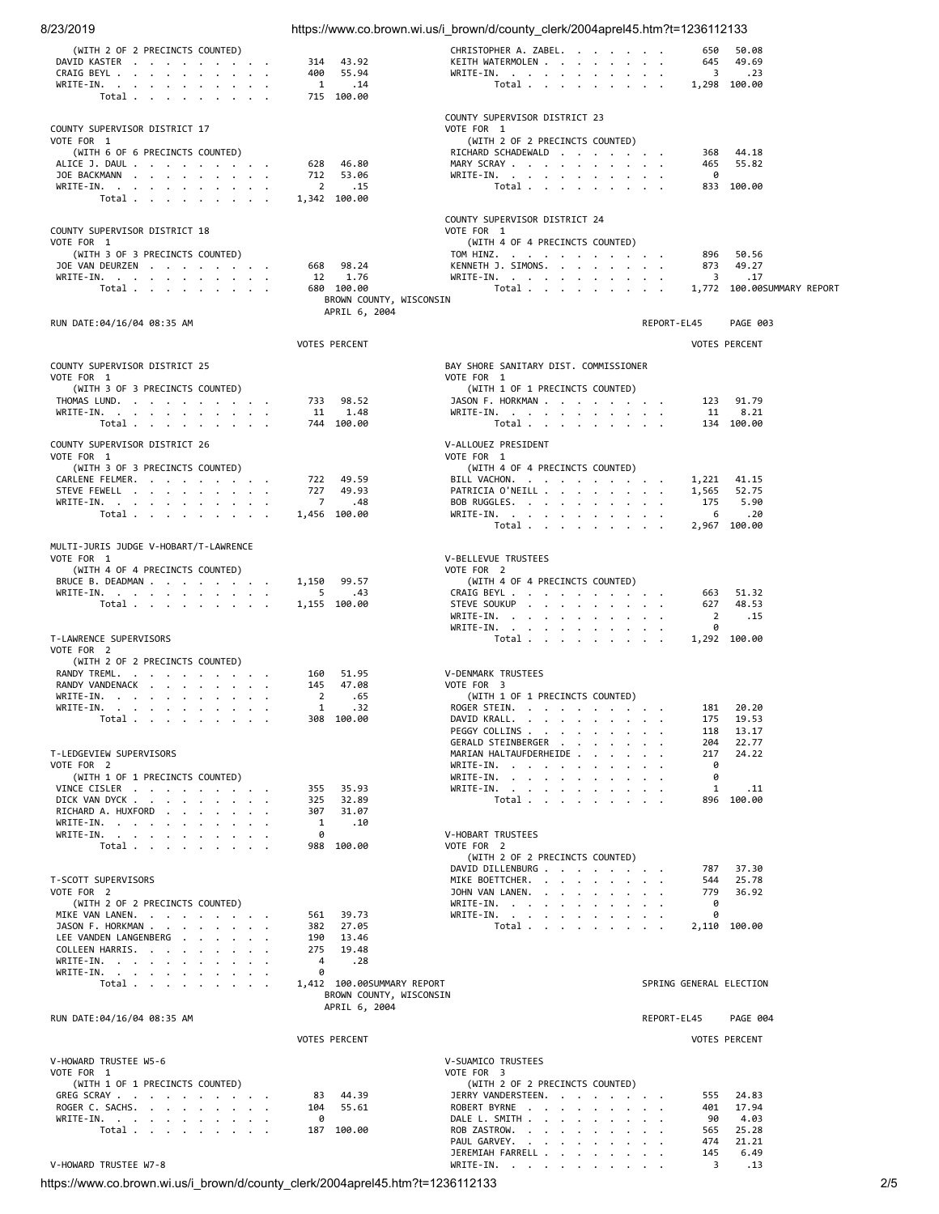(WITH 2 OF 2 PRECINCTS COUNTED)

| | VOTES | PERCENT |
|---|---|---|
| DAVID KASTER | 314 | 43.92 |
| CRAIG BEYL | 400 | 55.94 |
| WRITE-IN. | 1 | .14 |
| Total | 715 | 100.00 |

COUNTY SUPERVISOR DISTRICT 17
VOTE FOR 1
(WITH 6 OF 6 PRECINCTS COUNTED)

| | VOTES | PERCENT |
|---|---|---|
| ALICE J. DAUL | 628 | 46.80 |
| JOE BACKMANN | 712 | 53.06 |
| WRITE-IN. | 2 | .15 |
| Total | 1,342 | 100.00 |

COUNTY SUPERVISOR DISTRICT 18
VOTE FOR 1
(WITH 3 OF 3 PRECINCTS COUNTED)

| | VOTES | PERCENT |
|---|---|---|
| JOE VAN DEURZEN | 668 | 98.24 |
| WRITE-IN. | 12 | 1.76 |
| Total | 680 | 100.00 |

| | VOTES | PERCENT |
|---|---|---|
| CHRISTOPHER A. ZABEL. | 650 | 50.08 |
| KEITH WATERMOLEN | 645 | 49.69 |
| WRITE-IN. | 3 | .23 |
| Total | 1,298 | 100.00 |

COUNTY SUPERVISOR DISTRICT 23
VOTE FOR 1
(WITH 2 OF 2 PRECINCTS COUNTED)

| | VOTES | PERCENT |
|---|---|---|
| RICHARD SCHADEWALD | 368 | 44.18 |
| MARY SCRAY | 465 | 55.82 |
| WRITE-IN. | 0 | |
| Total | 833 | 100.00 |

COUNTY SUPERVISOR DISTRICT 24
VOTE FOR 1
(WITH 4 OF 4 PRECINCTS COUNTED)

| | VOTES | PERCENT |
|---|---|---|
| TOM HINZ. | 896 | 50.56 |
| KENNETH J. SIMONS. | 873 | 49.27 |
| WRITE-IN. | 3 | .17 |
| Total | 1,772 | 100.00 |

SUMMARY REPORT
BROWN COUNTY, WISCONSIN
APRIL 6, 2004

RUN DATE:04/16/04 08:35 AM — REPORT-EL45 PAGE 003

COUNTY SUPERVISOR DISTRICT 25
VOTE FOR 1
(WITH 3 OF 3 PRECINCTS COUNTED)

| | VOTES | PERCENT |
|---|---|---|
| THOMAS LUND. | 733 | 98.52 |
| WRITE-IN. | 11 | 1.48 |
| Total | 744 | 100.00 |

COUNTY SUPERVISOR DISTRICT 26
VOTE FOR 1
(WITH 3 OF 3 PRECINCTS COUNTED)

| | VOTES | PERCENT |
|---|---|---|
| CARLENE FELMER. | 722 | 49.59 |
| STEVE FEWELL | 727 | 49.93 |
| WRITE-IN. | 7 | .48 |
| Total | 1,456 | 100.00 |

MULTI-JURIS JUDGE V-HOBART/T-LAWRENCE
VOTE FOR 1
(WITH 4 OF 4 PRECINCTS COUNTED)

| | VOTES | PERCENT |
|---|---|---|
| BRUCE B. DEADMAN | 1,150 | 99.57 |
| WRITE-IN. | 5 | .43 |
| Total | 1,155 | 100.00 |

T-LAWRENCE SUPERVISORS
VOTE FOR 2
(WITH 2 OF 2 PRECINCTS COUNTED)

| | VOTES | PERCENT |
|---|---|---|
| RANDY TREML. | 160 | 51.95 |
| RANDY VANDENACK | 145 | 47.08 |
| WRITE-IN. | 2 | .65 |
| WRITE-IN. | 1 | .32 |
| Total | 308 | 100.00 |

T-LEDGEVIEW SUPERVISORS
VOTE FOR 2
(WITH 1 OF 1 PRECINCTS COUNTED)

| | VOTES | PERCENT |
|---|---|---|
| VINCE CISLER | 355 | 35.93 |
| DICK VAN DYCK | 325 | 32.89 |
| RICHARD A. HUXFORD | 307 | 31.07 |
| WRITE-IN. | 1 | .10 |
| WRITE-IN. | 0 | |
| Total | 988 | 100.00 |

T-SCOTT SUPERVISORS
VOTE FOR 2
(WITH 2 OF 2 PRECINCTS COUNTED)

| | VOTES | PERCENT |
|---|---|---|
| MIKE VAN LANEN. | 561 | 39.73 |
| JASON F. HORKMAN | 382 | 27.05 |
| LEE VANDEN LANGENBERG | 190 | 13.46 |
| COLLEEN HARRIS. | 275 | 19.48 |
| WRITE-IN. | 4 | .28 |
| WRITE-IN. | 0 | |
| Total | 1,412 | 100.00 |

BAY SHORE SANITARY DIST. COMMISSIONER
VOTE FOR 1
(WITH 1 OF 1 PRECINCTS COUNTED)

| | VOTES | PERCENT |
|---|---|---|
| JASON F. HORKMAN | 123 | 91.79 |
| WRITE-IN. | 11 | 8.21 |
| Total | 134 | 100.00 |

V-ALLOUEZ PRESIDENT
VOTE FOR 1
(WITH 4 OF 4 PRECINCTS COUNTED)

| | VOTES | PERCENT |
|---|---|---|
| BILL VACHON. | 1,221 | 41.15 |
| PATRICIA O'NEILL | 1,565 | 52.75 |
| BOB RUGGLES. | 175 | 5.90 |
| WRITE-IN. | 6 | .20 |
| Total | 2,967 | 100.00 |

V-BELLEVUE TRUSTEES
VOTE FOR 2
(WITH 4 OF 4 PRECINCTS COUNTED)

| | VOTES | PERCENT |
|---|---|---|
| CRAIG BEYL | 663 | 51.32 |
| STEVE SOUKUP | 627 | 48.53 |
| WRITE-IN. | 2 | .15 |
| WRITE-IN. | 0 | |
| Total | 1,292 | 100.00 |

V-DENMARK TRUSTEES
VOTE FOR 3
(WITH 1 OF 1 PRECINCTS COUNTED)

| | VOTES | PERCENT |
|---|---|---|
| ROGER STEIN. | 181 | 20.20 |
| DAVID KRALL. | 175 | 19.53 |
| PEGGY COLLINS | 118 | 13.17 |
| GERALD STEINBERGER | 204 | 22.77 |
| MARIAN HALTAUFDERHEIDE | 217 | 24.22 |
| WRITE-IN. | 0 | |
| WRITE-IN. | 0 | |
| WRITE-IN. | 1 | .11 |
| Total | 896 | 100.00 |

V-HOBART TRUSTEES
VOTE FOR 2
(WITH 2 OF 2 PRECINCTS COUNTED)

| | VOTES | PERCENT |
|---|---|---|
| DAVID DILLENBURG | 787 | 37.30 |
| MIKE BOETTCHER. | 544 | 25.78 |
| JOHN VAN LANEN. | 779 | 36.92 |
| WRITE-IN. | 0 | |
| WRITE-IN. | 0 | |
| Total | 2,110 | 100.00 |

SUMMARY REPORT — SPRING GENERAL ELECTION
BROWN COUNTY, WISCONSIN
APRIL 6, 2004

RUN DATE:04/16/04 08:35 AM — REPORT-EL45 PAGE 004

V-HOWARD TRUSTEE W5-6
VOTE FOR 1
(WITH 1 OF 1 PRECINCTS COUNTED)

| | VOTES | PERCENT |
|---|---|---|
| GREG SCRAY | 83 | 44.39 |
| ROGER C. SACHS. | 104 | 55.61 |
| WRITE-IN. | 0 | |
| Total | 187 | 100.00 |

V-HOWARD TRUSTEE W7-8

V-SUAMICO TRUSTEES
VOTE FOR 3
(WITH 2 OF 2 PRECINCTS COUNTED)

| | VOTES | PERCENT |
|---|---|---|
| JERRY VANDERSTEEN. | 555 | 24.83 |
| ROBERT BYRNE | 401 | 17.94 |
| DALE L. SMITH | 90 | 4.03 |
| ROB ZASTROW. | 565 | 25.28 |
| PAUL GARVEY. | 474 | 21.21 |
| JEREMIAH FARRELL | 145 | 6.49 |
| WRITE-IN. | 3 | .13 |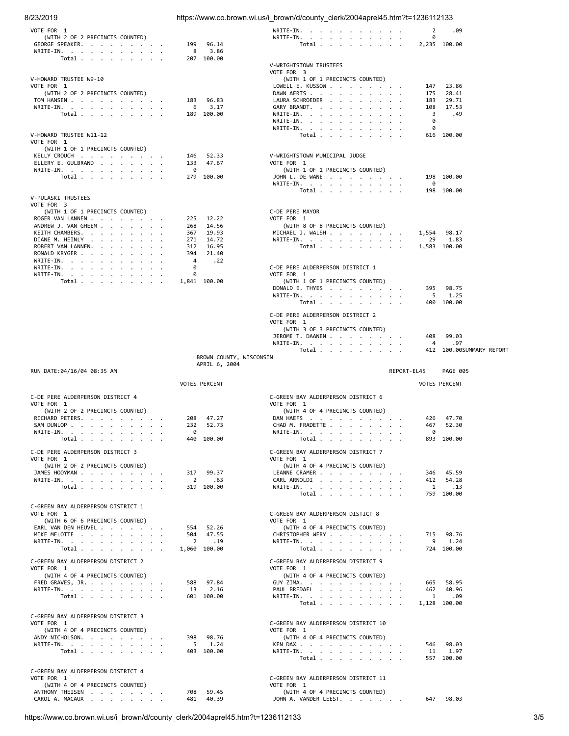VOTE FOR 1
(WITH 2 OF 2 PRECINCTS COUNTED)

| | VOTES | PERCENT |
|---|---|---|
| GEORGE SPEAKER | 199 | 96.14 |
| WRITE-IN | 8 | 3.86 |
| Total | 207 | 100.00 |

### V-HOWARD TRUSTEE W9-10
VOTE FOR 1
(WITH 2 OF 2 PRECINCTS COUNTED)

| | VOTES | PERCENT |
|---|---|---|
| TOM HANSEN | 183 | 96.83 |
| WRITE-IN | 6 | 3.17 |
| Total | 189 | 100.00 |

### V-HOWARD TRUSTEE W11-12
VOTE FOR 1
(WITH 1 OF 1 PRECINCTS COUNTED)

| | VOTES | PERCENT |
|---|---|---|
| KELLY CROUCH | 146 | 52.33 |
| ELLERY E. GULBRAND | 133 | 47.67 |
| WRITE-IN | 0 | |
| Total | 279 | 100.00 |

### V-PULASKI TRUSTEES
VOTE FOR 3
(WITH 1 OF 1 PRECINCTS COUNTED)

| | VOTES | PERCENT |
|---|---|---|
| ROGER VAN LANNEN | 225 | 12.22 |
| ANDREW J. VAN GHEEM | 268 | 14.56 |
| KEITH CHAMBERS | 367 | 19.93 |
| DIANE M. HEINLY | 271 | 14.72 |
| ROBERT VAN LANNEN | 312 | 16.95 |
| RONALD KRYGER | 394 | 21.40 |
| WRITE-IN | 4 | .22 |
| WRITE-IN | 0 | |
| WRITE-IN | 0 | |
| Total | 1,841 | 100.00 |

| | VOTES | PERCENT |
|---|---|---|
| WRITE-IN | 2 | .09 |
| WRITE-IN | 0 | |
| Total | 2,235 | 100.00 |

### V-WRIGHTSTOWN TRUSTEES
VOTE FOR 3
(WITH 1 OF 1 PRECINCTS COUNTED)

| | VOTES | PERCENT |
|---|---|---|
| LOWELL E. KUSSOW | 147 | 23.86 |
| DAWN AERTS | 175 | 28.41 |
| LAURA SCHROEDER | 183 | 29.71 |
| GARY BRANDT | 108 | 17.53 |
| WRITE-IN | 3 | .49 |
| WRITE-IN | 0 | |
| WRITE-IN | 0 | |
| Total | 616 | 100.00 |

### V-WRIGHTSTOWN MUNICIPAL JUDGE
VOTE FOR 1
(WITH 1 OF 1 PRECINCTS COUNTED)

| | VOTES | PERCENT |
|---|---|---|
| JOHN L. DE WANE | 198 | 100.00 |
| WRITE-IN | 0 | |
| Total | 198 | 100.00 |

### C-DE PERE MAYOR
VOTE FOR 1
(WITH 8 OF 8 PRECINCTS COUNTED)

| | VOTES | PERCENT |
|---|---|---|
| MICHAEL J. WALSH | 1,554 | 98.17 |
| WRITE-IN | 29 | 1.83 |
| Total | 1,583 | 100.00 |

### C-DE PERE ALDERPERSON DISTRICT 1
VOTE FOR 1
(WITH 1 OF 1 PRECINCTS COUNTED)

| | VOTES | PERCENT |
|---|---|---|
| DONALD E. THYES | 395 | 98.75 |
| WRITE-IN | 5 | 1.25 |
| Total | 400 | 100.00 |

### C-DE PERE ALDERPERSON DISTRICT 2
VOTE FOR 1
(WITH 3 OF 3 PRECINCTS COUNTED)

| | VOTES | PERCENT |
|---|---|---|
| JEROME T. DAANEN | 408 | 99.03 |
| WRITE-IN | 4 | .97 |
| Total | 412 | 100.00 |

SUMMARY REPORT
BROWN COUNTY, WISCONSIN
APRIL 6, 2004

RUN DATE:04/16/04 08:35 AM — REPORT-EL45 — PAGE 005

### C-DE PERE ALDERPERSON DISTRICT 4
VOTE FOR 1
(WITH 2 OF 2 PRECINCTS COUNTED)

| | VOTES | PERCENT |
|---|---|---|
| RICHARD PETERS | 208 | 47.27 |
| SAM DUNLOP | 232 | 52.73 |
| WRITE-IN | 0 | |
| Total | 440 | 100.00 |

### C-DE PERE ALDERPERSON DISTRICT 3
VOTE FOR 1
(WITH 2 OF 2 PRECINCTS COUNTED)

| | VOTES | PERCENT |
|---|---|---|
| JAMES HOOYMAN | 317 | 99.37 |
| WRITE-IN | 2 | .63 |
| Total | 319 | 100.00 |

### C-GREEN BAY ALDERPERSON DISTRICT 1
VOTE FOR 1
(WITH 6 OF 6 PRECINCTS COUNTED)

| | VOTES | PERCENT |
|---|---|---|
| EARL VAN DEN HEUVEL | 554 | 52.26 |
| MIKE MELOTTE | 504 | 47.55 |
| WRITE-IN | 2 | .19 |
| Total | 1,060 | 100.00 |

### C-GREEN BAY ALDERPERSON DISTRICT 2
VOTE FOR 1
(WITH 4 OF 4 PRECINCTS COUNTED)

| | VOTES | PERCENT |
|---|---|---|
| FRED GRAVES, JR. | 588 | 97.84 |
| WRITE-IN | 13 | 2.16 |
| Total | 601 | 100.00 |

### C-GREEN BAY ALDERPERSON DISTRICT 3
VOTE FOR 1
(WITH 4 OF 4 PRECINCTS COUNTED)

| | VOTES | PERCENT |
|---|---|---|
| ANDY NICHOLSON | 398 | 98.76 |
| WRITE-IN | 5 | 1.24 |
| Total | 403 | 100.00 |

### C-GREEN BAY ALDERPERSON DISTRICT 4
VOTE FOR 1
(WITH 4 OF 4 PRECINCTS COUNTED)

| | VOTES | PERCENT |
|---|---|---|
| ANTHONY THEISEN | 708 | 59.45 |
| CAROL A. MACAUX | 481 | 40.39 |

### C-GREEN BAY ALDERPERSON DISTRICT 6
VOTE FOR 1
(WITH 4 OF 4 PRECINCTS COUNTED)

| | VOTES | PERCENT |
|---|---|---|
| DAN HAEFS | 426 | 47.70 |
| CHAD M. FRADETTE | 467 | 52.30 |
| WRITE-IN | 0 | |
| Total | 893 | 100.00 |

### C-GREEN BAY ALDERPERSON DISTRICT 7
VOTE FOR 1
(WITH 4 OF 4 PRECINCTS COUNTED)

| | VOTES | PERCENT |
|---|---|---|
| LEANNE CRAMER | 346 | 45.59 |
| CARL ARNOLDI | 412 | 54.28 |
| WRITE-IN | 1 | .13 |
| Total | 759 | 100.00 |

### C-GREEN BAY ALDERPERSON DISTICT 8
VOTE FOR 1
(WITH 4 OF 4 PRECINCTS COUNTED)

| | VOTES | PERCENT |
|---|---|---|
| CHRISTOPHER WERY | 715 | 98.76 |
| WRITE-IN | 9 | 1.24 |
| Total | 724 | 100.00 |

### C-GREEN BAY ALDERPERSON DISTRICT 9
VOTE FOR 1
(WITH 4 OF 4 PRECINCTS COUNTED)

| | VOTES | PERCENT |
|---|---|---|
| GUY ZIMA | 665 | 58.95 |
| PAUL BREDAEL | 462 | 40.96 |
| WRITE-IN | 1 | .09 |
| Total | 1,128 | 100.00 |

### C-GREEN BAY ALDERPERSON DISTRICT 10
VOTE FOR 1
(WITH 4 OF 4 PRECINCTS COUNTED)

| | VOTES | PERCENT |
|---|---|---|
| KEN DAX | 546 | 98.03 |
| WRITE-IN | 11 | 1.97 |
| Total | 557 | 100.00 |

### C-GREEN BAY ALDERPERSON DISTRICT 11
VOTE FOR 1
(WITH 4 OF 4 PRECINCTS COUNTED)

| | VOTES | PERCENT |
|---|---|---|
| JOHN A. VANDER LEEST | 647 | 98.03 |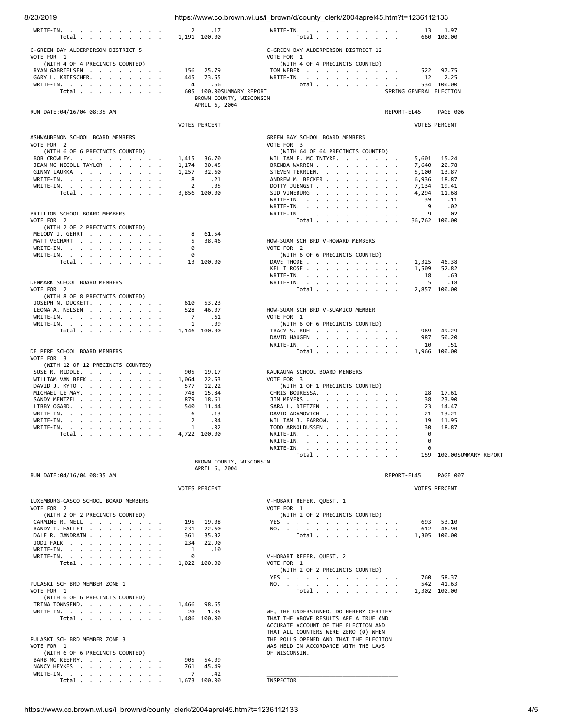| Candidate | Votes | Percent |
|---|---|---|
| WRITE-IN. | 2 | .17 |
| Total | 1,191 | 100.00 |

| Candidate | Votes | Percent |
|---|---|---|
| WRITE-IN. | 13 | 1.97 |
| Total | 660 | 100.00 |

### C-GREEN BAY ALDERPERSON DISTRICT 5
VOTE FOR 1
(WITH 4 OF 4 PRECINCTS COUNTED)

| Candidate | Votes | Percent |
|---|---|---|
| RYAN GABRIELSEN | 156 | 25.79 |
| GARY L. KRIESCHER. | 445 | 73.55 |
| WRITE-IN. | 4 | .66 |
| Total | 605 | 100.00 |

### C-GREEN BAY ALDERPERSON DISTRICT 12
VOTE FOR 1
(WITH 4 OF 4 PRECINCTS COUNTED)

| Candidate | Votes | Percent |
|---|---|---|
| TOM WEBER | 522 | 97.75 |
| WRITE-IN. | 12 | 2.25 |
| Total | 534 | 100.00 |

SUMMARY REPORT
BROWN COUNTY, WISCONSIN
SPRING GENERAL ELECTION
APRIL 6, 2004

RUN DATE:04/16/04 08:35 AM REPORT-EL45 PAGE 006

### ASHWAUBENON SCHOOL BOARD MEMBERS
VOTE FOR 2
(WITH 6 OF 6 PRECINCTS COUNTED)

| Candidate | Votes | Percent |
|---|---|---|
| BOB CROWLEY. | 1,415 | 36.70 |
| JEAN MC NICOLL TAYLOR | 1,174 | 30.45 |
| GINNY LAUKKA | 1,257 | 32.60 |
| WRITE-IN. | 8 | .21 |
| WRITE-IN. | 2 | .05 |
| Total | 3,856 | 100.00 |

### BRILLION SCHOOL BOARD MEMBERS
VOTE FOR 2
(WITH 2 OF 2 PRECINCTS COUNTED)

| Candidate | Votes | Percent |
|---|---|---|
| MELODY J. GEHRT | 8 | 61.54 |
| MATT VECHART | 5 | 38.46 |
| WRITE-IN. | 0 | |
| WRITE-IN. | 0 | |
| Total | 13 | 100.00 |

### DENMARK SCHOOL BOARD MEMBERS
VOTE FOR 2
(WITH 8 OF 8 PRECINCTS COUNTED)

| Candidate | Votes | Percent |
|---|---|---|
| JOSEPH N. DUCKETT. | 610 | 53.23 |
| LEONA A. NELSEN | 528 | 46.07 |
| WRITE-IN. | 7 | .61 |
| WRITE-IN. | 1 | .09 |
| Total | 1,146 | 100.00 |

### DE PERE SCHOOL BOARD MEMBERS
VOTE FOR 3
(WITH 12 OF 12 PRECINCTS COUNTED)

| Candidate | Votes | Percent |
|---|---|---|
| SUSE R. RIDDLE. | 905 | 19.17 |
| WILLIAM VAN BEEK | 1,064 | 22.53 |
| DAVID J. KYTO | 577 | 12.22 |
| MICHAEL LE MAY. | 748 | 15.84 |
| SANDY MENTZEL | 879 | 18.61 |
| LIBBY OGARD. | 540 | 11.44 |
| WRITE-IN. | 6 | .13 |
| WRITE-IN. | 2 | .04 |
| WRITE-IN. | 1 | .02 |
| Total | 4,722 | 100.00 |

### GREEN BAY SCHOOL BOARD MEMBERS
VOTE FOR 3
(WITH 64 OF 64 PRECINCTS COUNTED)

| Candidate | Votes | Percent |
|---|---|---|
| WILLIAM F. MC INTYRE. | 5,601 | 15.24 |
| BRENDA WARREN | 7,640 | 20.78 |
| STEVEN TERRIEN. | 5,100 | 13.87 |
| ANDREW M. BECKER | 6,936 | 18.87 |
| DOTTY JUENGST | 7,134 | 19.41 |
| SID VINEBURG | 4,294 | 11.68 |
| WRITE-IN. | 39 | .11 |
| WRITE-IN. | 9 | .02 |
| WRITE-IN. | 9 | .02 |
| Total | 36,762 | 100.00 |

### HOW-SUAM SCH BRD V-HOWARD MEMBERS
VOTE FOR 2
(WITH 6 OF 6 PRECINCTS COUNTED)

| Candidate | Votes | Percent |
|---|---|---|
| DAVE THODE | 1,325 | 46.38 |
| KELLI ROSE | 1,509 | 52.82 |
| WRITE-IN. | 18 | .63 |
| WRITE-IN. | 5 | .18 |
| Total | 2,857 | 100.00 |

### HOW-SUAM SCH BRD V-SUAMICO MEMBER
VOTE FOR 1
(WITH 6 OF 6 PRECINCTS COUNTED)

| Candidate | Votes | Percent |
|---|---|---|
| TRACY S. RUH | 969 | 49.29 |
| DAVID HAUGEN | 987 | 50.20 |
| WRITE-IN. | 10 | .51 |
| Total | 1,966 | 100.00 |

### KAUKAUNA SCHOOL BOARD MEMBERS
VOTE FOR 3
(WITH 1 OF 1 PRECINCTS COUNTED)

| Candidate | Votes | Percent |
|---|---|---|
| CHRIS BOURESSA. | 28 | 17.61 |
| JIM MEYERS | 38 | 23.90 |
| SARA L. DIETZEN | 23 | 14.47 |
| DAVID ADAMOVICH | 21 | 13.21 |
| WILLIAM J. FARROW. | 19 | 11.95 |
| TODD ARNOLDUSSEN | 30 | 18.87 |
| WRITE-IN. | 0 | |
| WRITE-IN. | 0 | |
| WRITE-IN. | 0 | |
| Total | 159 | 100.00 |

SUMMARY REPORT
BROWN COUNTY, WISCONSIN
APRIL 6, 2004

RUN DATE:04/16/04 08:35 AM REPORT-EL45 PAGE 007

### LUXEMBURG-CASCO SCHOOL BOARD MEMBERS
VOTE FOR 2
(WITH 2 OF 2 PRECINCTS COUNTED)

| Candidate | Votes | Percent |
|---|---|---|
| CARMINE R. NELL | 195 | 19.08 |
| RANDY T. HALLET | 231 | 22.60 |
| DALE R. JANDRAIN | 361 | 35.32 |
| JODI FALK | 234 | 22.90 |
| WRITE-IN. | 1 | .10 |
| WRITE-IN. | 0 | |
| Total | 1,022 | 100.00 |

### PULASKI SCH BRD MEMBER ZONE 1
VOTE FOR 1
(WITH 6 OF 6 PRECINCTS COUNTED)

| Candidate | Votes | Percent |
|---|---|---|
| TRINA TOWNSEND. | 1,466 | 98.65 |
| WRITE-IN. | 20 | 1.35 |
| Total | 1,486 | 100.00 |

### PULASKI SCH BRD MEMBER ZONE 3
VOTE FOR 1
(WITH 6 OF 6 PRECINCTS COUNTED)

| Candidate | Votes | Percent |
|---|---|---|
| BARB MC KEEFRY. | 905 | 54.09 |
| NANCY HEYKES | 761 | 45.49 |
| WRITE-IN. | 7 | .42 |
| Total | 1,673 | 100.00 |

### V-HOBART REFER. QUEST. 1
VOTE FOR 1
(WITH 2 OF 2 PRECINCTS COUNTED)

| Choice | Votes | Percent |
|---|---|---|
| YES | 693 | 53.10 |
| NO. | 612 | 46.90 |
| Total | 1,305 | 100.00 |

### V-HOBART REFER. QUEST. 2
VOTE FOR 1
(WITH 2 OF 2 PRECINCTS COUNTED)

| Choice | Votes | Percent |
|---|---|---|
| YES | 760 | 58.37 |
| NO. | 542 | 41.63 |
| Total | 1,302 | 100.00 |

WE, THE UNDERSIGNED, DO HEREBY CERTIFY THAT THE ABOVE RESULTS ARE A TRUE AND ACCURATE ACCOUNT OF THE ELECTION AND THAT ALL COUNTERS WERE ZERO (0) WHEN THE POLLS OPENED AND THAT THE ELECTION WAS HELD IN ACCORDANCE WITH THE LAWS OF WISCONSIN.

_______________________________________
INSPECTOR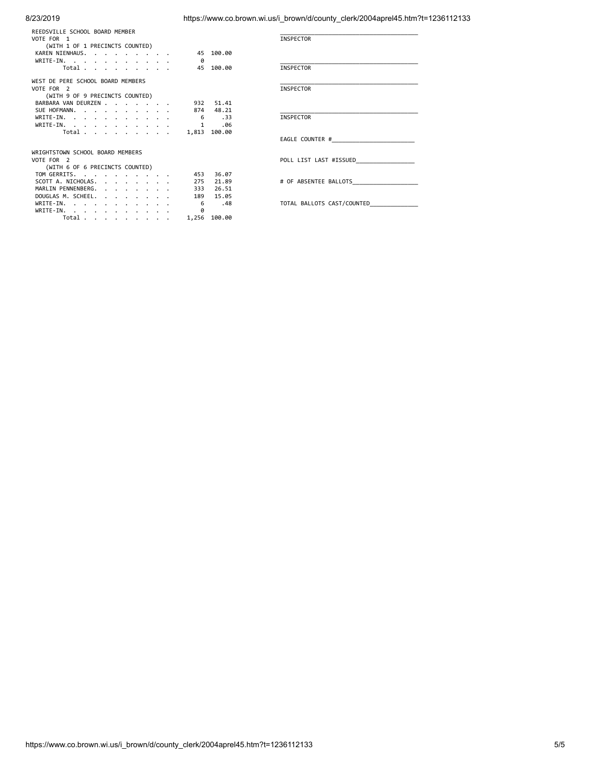REEDSVILLE SCHOOL BOARD MEMBER
VOTE FOR 1
(WITH 1 OF 1 PRECINCTS COUNTED)

| | | |
|---|---|---|
| KAREN NIENHAUS | 45 | 100.00 |
| WRITE-IN | 0 | |
| Total | 45 | 100.00 |

WEST DE PERE SCHOOL BOARD MEMBERS
VOTE FOR 2
(WITH 9 OF 9 PRECINCTS COUNTED)

| | | |
|---|---|---|
| BARBARA VAN DEURZEN | 932 | 51.41 |
| SUE HOFMANN | 874 | 48.21 |
| WRITE-IN | 6 | .33 |
| WRITE-IN | 1 | .06 |
| Total | 1,813 | 100.00 |

WRIGHTSTOWN SCHOOL BOARD MEMBERS
VOTE FOR 2
(WITH 6 OF 6 PRECINCTS COUNTED)

| | | |
|---|---|---|
| TOM GERRITS | 453 | 36.07 |
| SCOTT A. NICHOLAS | 275 | 21.89 |
| MARLIN PENNENBERG | 333 | 26.51 |
| DOUGLAS M. SCHEEL | 189 | 15.05 |
| WRITE-IN | 6 | .48 |
| WRITE-IN | 0 | |
| Total | 1,256 | 100.00 |

________________________________________
INSPECTOR

________________________________________
INSPECTOR

________________________________________
INSPECTOR

________________________________________
INSPECTOR

EAGLE COUNTER #_________________________

POLL LIST LAST #ISSUED__________________

# OF ABSENTEE BALLOTS___________________

TOTAL BALLOTS CAST/COUNTED______________